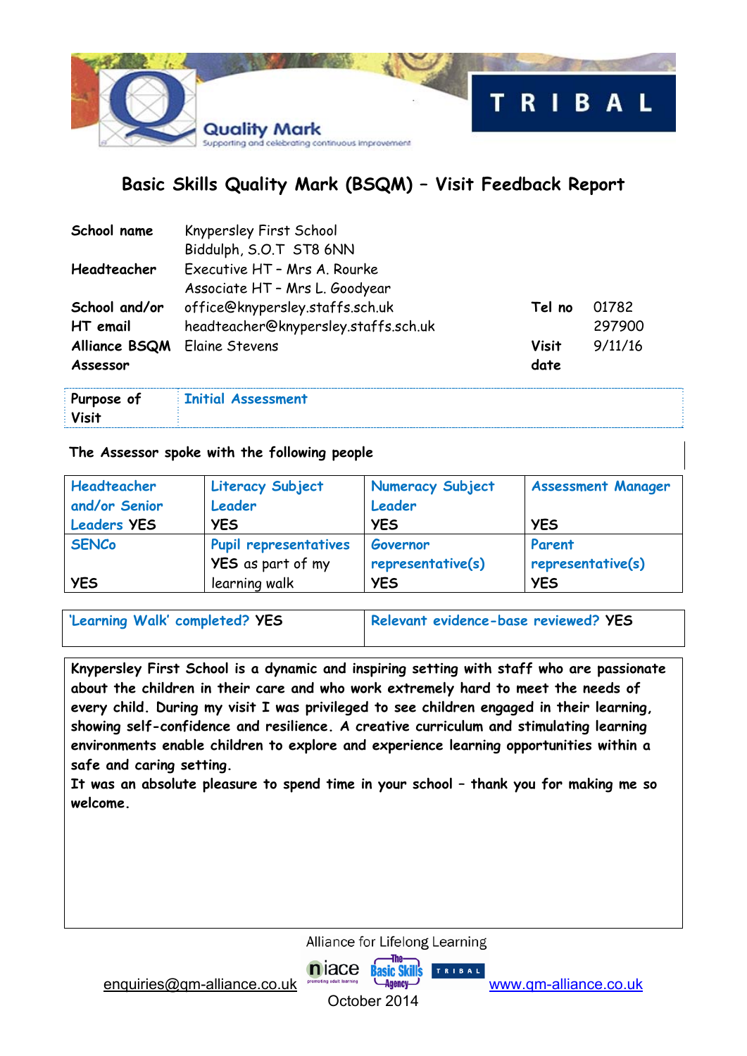Quality Mark

Supporting and celebrating continuous improvement

TRIBAL

# Basic Skills Quality Mark (BSQM) – Visit Feedback Report

| | | | |
|---|---|---|---|
| **School name** | Knypersley First School<br>Biddulph, S.O.T ST8 6NN | | |
| **Headteacher** | Executive HT – Mrs A. Rourke<br>Associate HT – Mrs L. Goodyear | | |
| **School and/or HT email** | office@knypersley.staffs.sch.uk<br>headteacher@knypersley.staffs.sch.uk | **Tel no** | 01782 297900 |
| **Alliance BSQM Assessor** | Elaine Stevens | **Visit date** | 9/11/16 |

| | |
|---|---|
| **Purpose of Visit** | **Initial Assessment** |

**The Assessor spoke with the following people**

| Headteacher and/or Senior Leaders | Literacy Subject Leader | Numeracy Subject Leader | Assessment Manager |
|---|---|---|---|
| **YES** | **YES** | **YES** | **YES** |
| **SENCo** | **Pupil representatives** | **Governor representative(s)** | **Parent representative(s)** |
| **YES** | **YES** as part of my learning walk | **YES** | **YES** |

| | |
|---|---|
| **'Learning Walk' completed? YES** | **Relevant evidence-base reviewed? YES** |

**Knypersley First School is a dynamic and inspiring setting with staff who are passionate about the children in their care and who work extremely hard to meet the needs of every child. During my visit I was privileged to see children engaged in their learning, showing self-confidence and resilience. A creative curriculum and stimulating learning environments enable children to explore and experience learning opportunities within a safe and caring setting.**
**It was an absolute pleasure to spend time in your school – thank you for making me so welcome.**

Alliance for Lifelong Learning

enquiries@qm-alliance.co.uk www.qm-alliance.co.uk

October 2014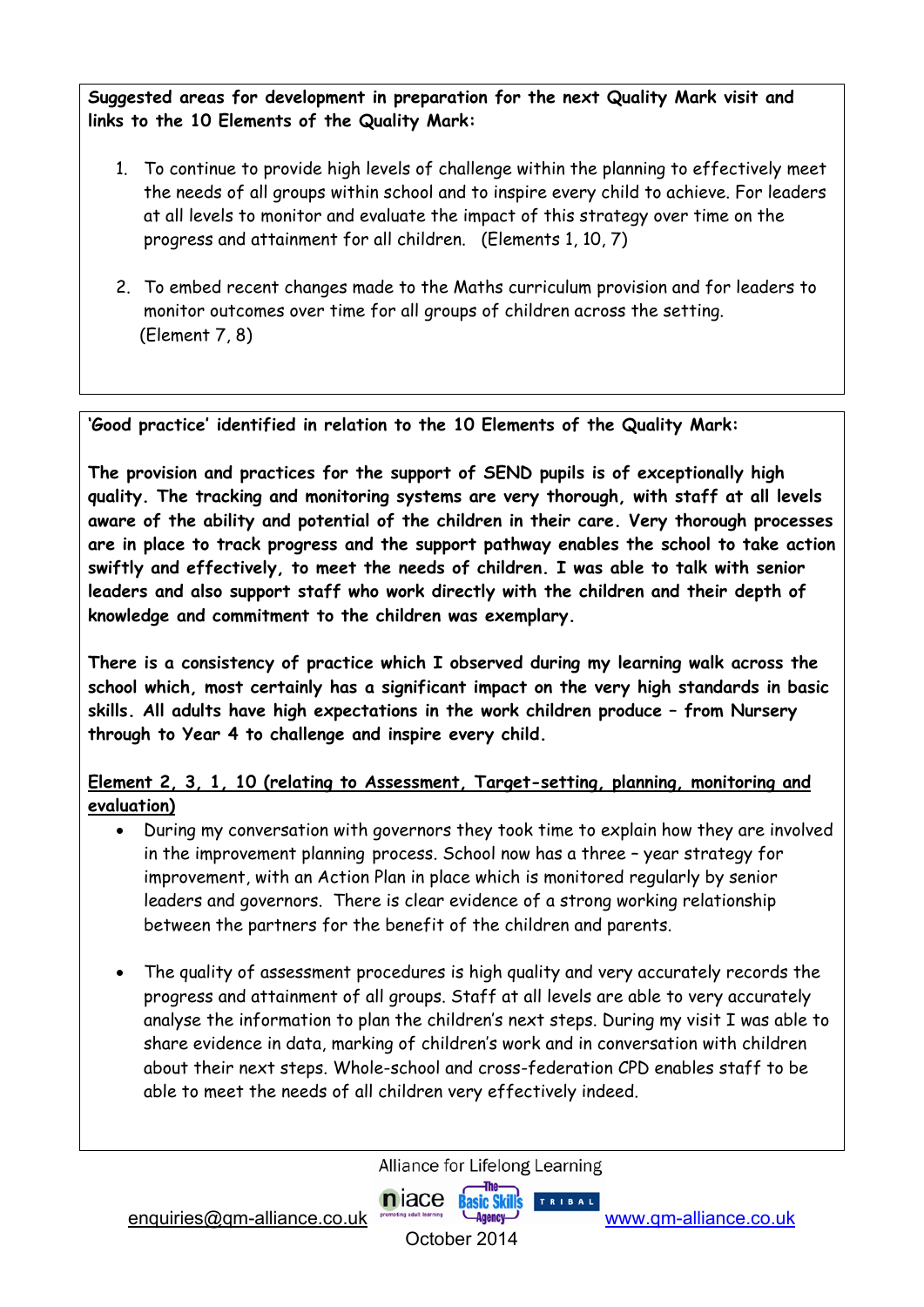**Suggested areas for development in preparation for the next Quality Mark visit and links to the 10 Elements of the Quality Mark:**

1. To continue to provide high levels of challenge within the planning to effectively meet the needs of all groups within school and to inspire every child to achieve. For leaders at all levels to monitor and evaluate the impact of this strategy over time on the progress and attainment for all children. (Elements 1, 10, 7)

2. To embed recent changes made to the Maths curriculum provision and for leaders to monitor outcomes over time for all groups of children across the setting. (Element 7, 8)

**'Good practice' identified in relation to the 10 Elements of the Quality Mark:**

**The provision and practices for the support of SEND pupils is of exceptionally high quality. The tracking and monitoring systems are very thorough, with staff at all levels aware of the ability and potential of the children in their care. Very thorough processes are in place to track progress and the support pathway enables the school to take action swiftly and effectively, to meet the needs of children. I was able to talk with senior leaders and also support staff who work directly with the children and their depth of knowledge and commitment to the children was exemplary.**

**There is a consistency of practice which I observed during my learning walk across the school which, most certainly has a significant impact on the very high standards in basic skills. All adults have high expectations in the work children produce – from Nursery through to Year 4 to challenge and inspire every child.**

**Element 2, 3, 1, 10 (relating to Assessment, Target-setting, planning, monitoring and evaluation)**

- During my conversation with governors they took time to explain how they are involved in the improvement planning process. School now has a three – year strategy for improvement, with an Action Plan in place which is monitored regularly by senior leaders and governors. There is clear evidence of a strong working relationship between the partners for the benefit of the children and parents.

- The quality of assessment procedures is high quality and very accurately records the progress and attainment of all groups. Staff at all levels are able to very accurately analyse the information to plan the children's next steps. During my visit I was able to share evidence in data, marking of children's work and in conversation with children about their next steps. Whole-school and cross-federation CPD enables staff to be able to meet the needs of all children very effectively indeed.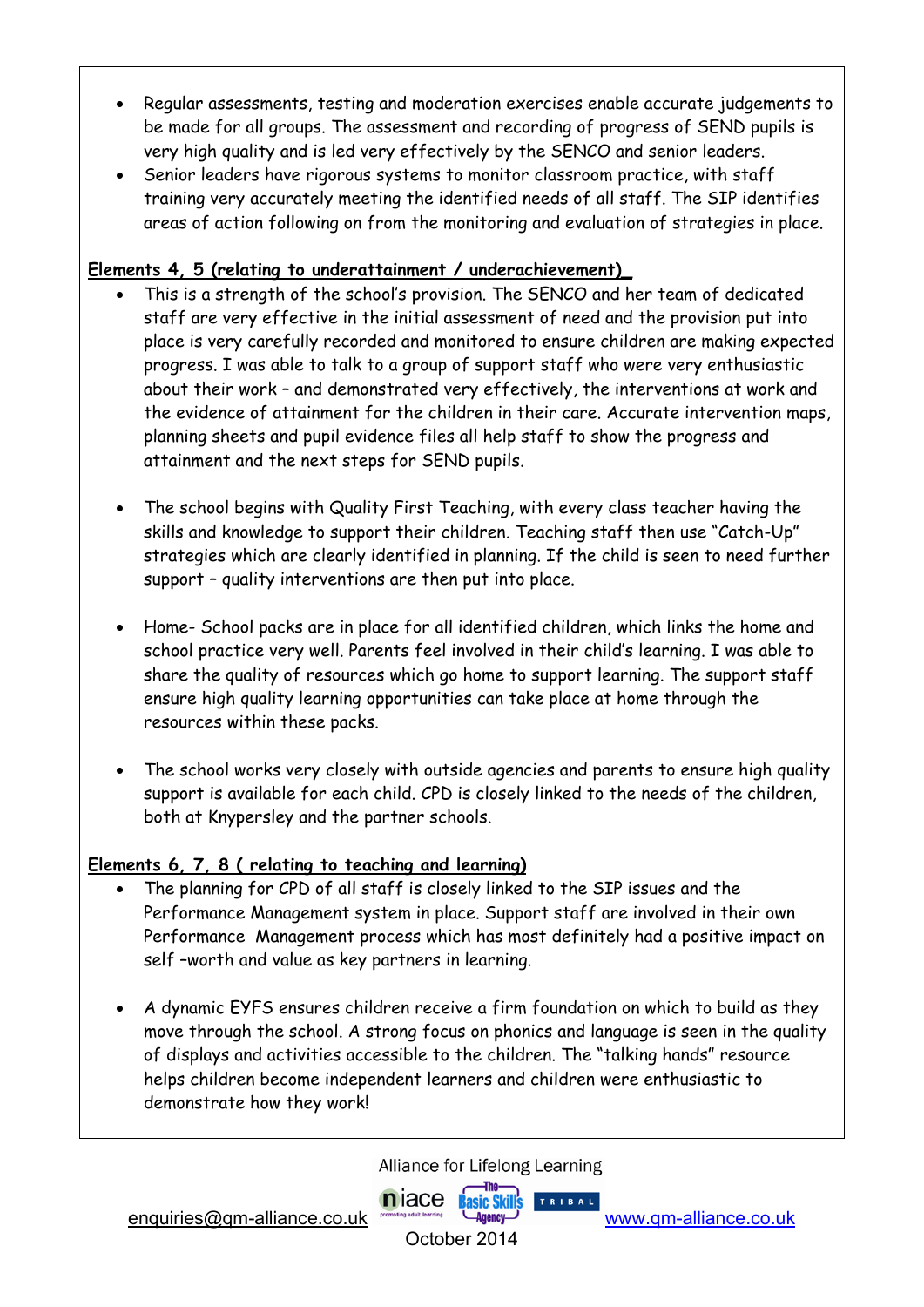- Regular assessments, testing and moderation exercises enable accurate judgements to be made for all groups. The assessment and recording of progress of SEND pupils is very high quality and is led very effectively by the SENCO and senior leaders.
- Senior leaders have rigorous systems to monitor classroom practice, with staff training very accurately meeting the identified needs of all staff. The SIP identifies areas of action following on from the monitoring and evaluation of strategies in place.

**Elements 4, 5 (relating to underattainment / underachievement)**

- This is a strength of the school's provision. The SENCO and her team of dedicated staff are very effective in the initial assessment of need and the provision put into place is very carefully recorded and monitored to ensure children are making expected progress. I was able to talk to a group of support staff who were very enthusiastic about their work – and demonstrated very effectively, the interventions at work and the evidence of attainment for the children in their care. Accurate intervention maps, planning sheets and pupil evidence files all help staff to show the progress and attainment and the next steps for SEND pupils.

- The school begins with Quality First Teaching, with every class teacher having the skills and knowledge to support their children. Teaching staff then use "Catch-Up" strategies which are clearly identified in planning. If the child is seen to need further support – quality interventions are then put into place.

- Home- School packs are in place for all identified children, which links the home and school practice very well. Parents feel involved in their child's learning. I was able to share the quality of resources which go home to support learning. The support staff ensure high quality learning opportunities can take place at home through the resources within these packs.

- The school works very closely with outside agencies and parents to ensure high quality support is available for each child. CPD is closely linked to the needs of the children, both at Knypersley and the partner schools.

**Elements 6, 7, 8 ( relating to teaching and learning)**

- The planning for CPD of all staff is closely linked to the SIP issues and the Performance Management system in place. Support staff are involved in their own Performance Management process which has most definitely had a positive impact on self –worth and value as key partners in learning.

- A dynamic EYFS ensures children receive a firm foundation on which to build as they move through the school. A strong focus on phonics and language is seen in the quality of displays and activities accessible to the children. The "talking hands" resource helps children become independent learners and children were enthusiastic to demonstrate how they work!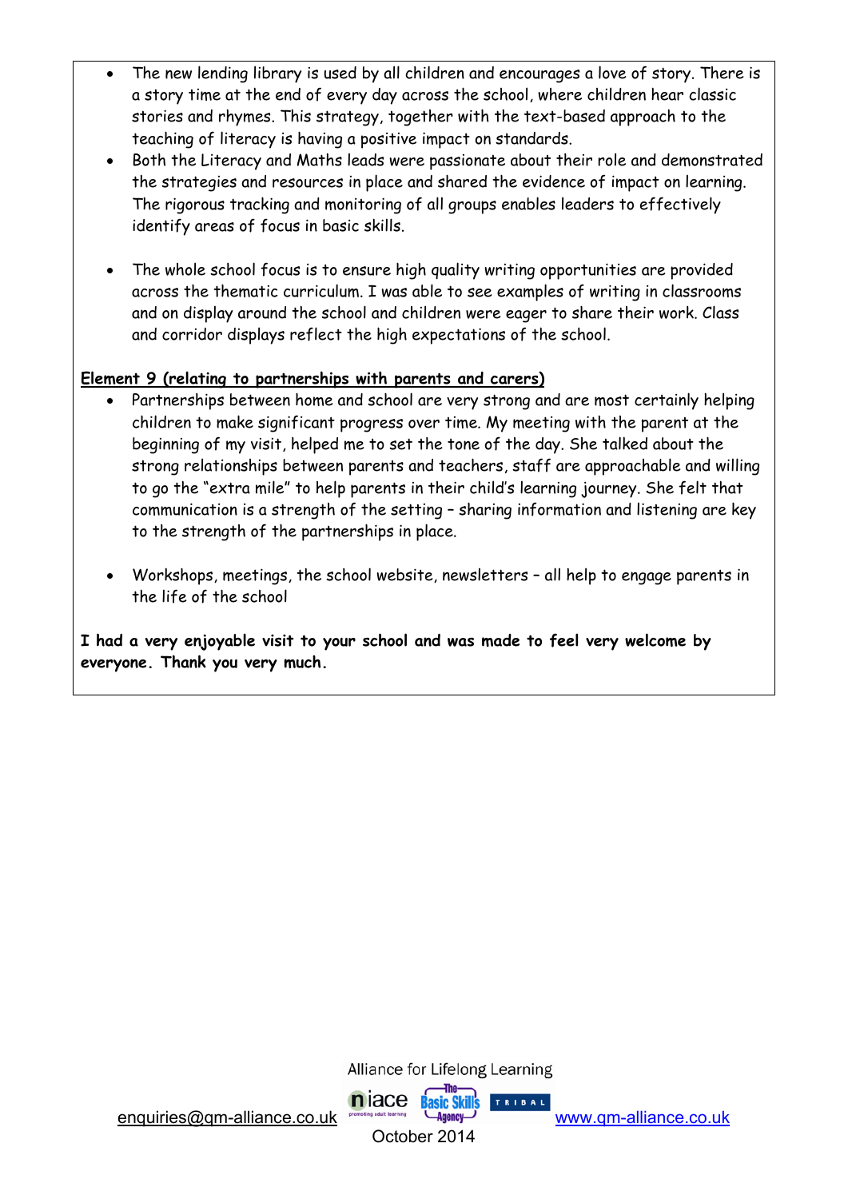- The new lending library is used by all children and encourages a love of story. There is a story time at the end of every day across the school, where children hear classic stories and rhymes. This strategy, together with the text-based approach to the teaching of literacy is having a positive impact on standards.
- Both the Literacy and Maths leads were passionate about their role and demonstrated the strategies and resources in place and shared the evidence of impact on learning. The rigorous tracking and monitoring of all groups enables leaders to effectively identify areas of focus in basic skills.
- The whole school focus is to ensure high quality writing opportunities are provided across the thematic curriculum. I was able to see examples of writing in classrooms and on display around the school and children were eager to share their work. Class and corridor displays reflect the high expectations of the school.

**Element 9 (relating to partnerships with parents and carers)**

- Partnerships between home and school are very strong and are most certainly helping children to make significant progress over time. My meeting with the parent at the beginning of my visit, helped me to set the tone of the day. She talked about the strong relationships between parents and teachers, staff are approachable and willing to go the "extra mile" to help parents in their child's learning journey. She felt that communication is a strength of the setting – sharing information and listening are key to the strength of the partnerships in place.
- Workshops, meetings, the school website, newsletters – all help to engage parents in the life of the school

**I had a very enjoyable visit to your school and was made to feel very welcome by everyone. Thank you very much.**